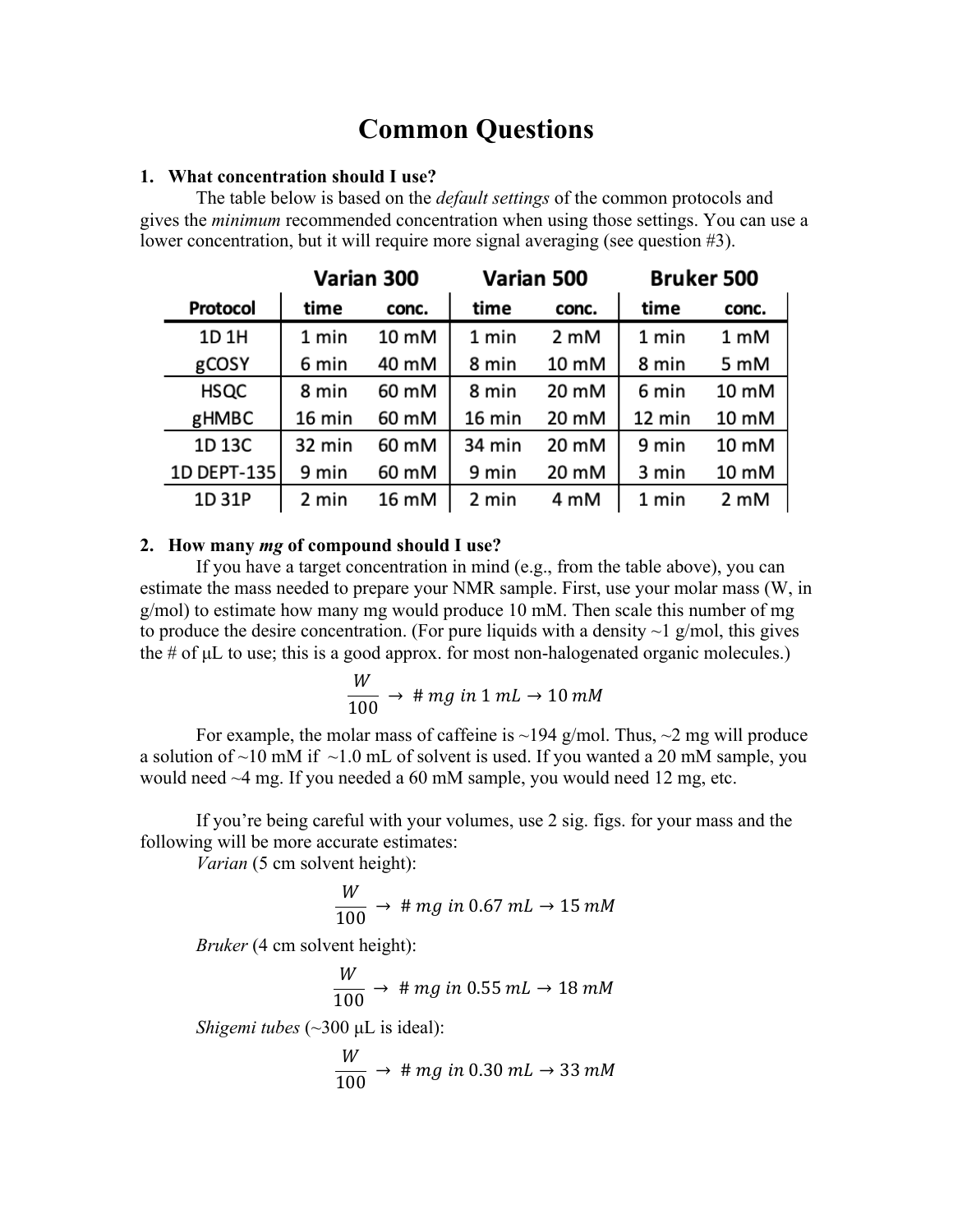# Common Questions

## 1. What concentration should I use?

The table below is based on the *default settings* of the common protocols and gives the *minimum* recommended concentration when using those settings. You can use a lower concentration, but it will require more signal averaging (see question #3).

| | Varian 300 | | Varian 500 | | Bruker 500 | |
|---|---|---|---|---|---|---|
| **Protocol** | **time** | **conc.** | **time** | **conc.** | **time** | **conc.** |
| 1D 1H | 1 min | 10 mM | 1 min | 2 mM | 1 min | 1 mM |
| gCOSY | 6 min | 40 mM | 8 min | 10 mM | 8 min | 5 mM |
| HSQC | 8 min | 60 mM | 8 min | 20 mM | 6 min | 10 mM |
| gHMBC | 16 min | 60 mM | 16 min | 20 mM | 12 min | 10 mM |
| 1D 13C | 32 min | 60 mM | 34 min | 20 mM | 9 min | 10 mM |
| 1D DEPT-135 | 9 min | 60 mM | 9 min | 20 mM | 3 min | 10 mM |
| 1D 31P | 2 min | 16 mM | 2 min | 4 mM | 1 min | 2 mM |

## 2. How many *mg* of compound should I use?

If you have a target concentration in mind (e.g., from the table above), you can estimate the mass needed to prepare your NMR sample. First, use your molar mass (W, in g/mol) to estimate how many mg would produce 10 mM. Then scale this number of mg to produce the desire concentration. (For pure liquids with a density ~1 g/mol, this gives the # of μL to use; this is a good approx. for most non-halogenated organic molecules.)

$$\frac{W}{100} \rightarrow \#\, mg\ in\ 1\ mL \rightarrow 10\ mM$$

For example, the molar mass of caffeine is ~194 g/mol. Thus, ~2 mg will produce a solution of ~10 mM if ~1.0 mL of solvent is used. If you wanted a 20 mM sample, you would need ~4 mg. If you needed a 60 mM sample, you would need 12 mg, etc.

If you're being careful with your volumes, use 2 sig. figs. for your mass and the following will be more accurate estimates:

*Varian* (5 cm solvent height):

$$\frac{W}{100} \rightarrow \#\, mg\ in\ 0.67\ mL \rightarrow 15\ mM$$

*Bruker* (4 cm solvent height):

$$\frac{W}{100} \rightarrow \#\, mg\ in\ 0.55\ mL \rightarrow 18\ mM$$

*Shigemi tubes* (~300 μL is ideal):

$$\frac{W}{100} \rightarrow \#\, mg\ in\ 0.30\ mL \rightarrow 33\ mM$$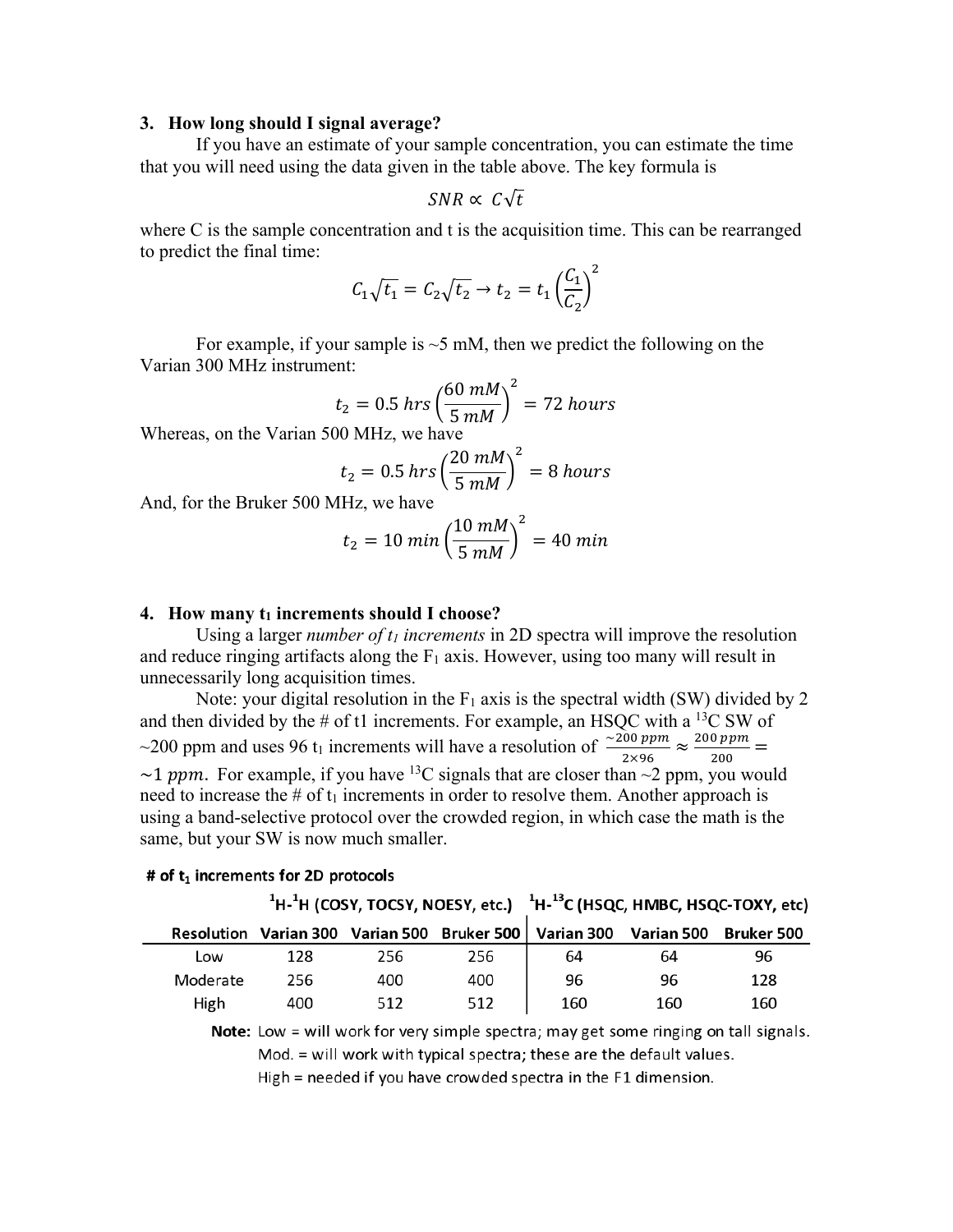### 3. How long should I signal average?

If you have an estimate of your sample concentration, you can estimate the time that you will need using the data given in the table above. The key formula is

$$SNR \propto C\sqrt{t}$$

where C is the sample concentration and t is the acquisition time. This can be rearranged to predict the final time:

$$C_1\sqrt{t_1} = C_2\sqrt{t_2} \rightarrow t_2 = t_1\left(\frac{C_1}{C_2}\right)^2$$

For example, if your sample is ~5 mM, then we predict the following on the Varian 300 MHz instrument:

$$t_2 = 0.5\ hrs\left(\frac{60\ mM}{5\ mM}\right)^2 = 72\ hours$$

Whereas, on the Varian 500 MHz, we have

$$t_2 = 0.5\ hrs\left(\frac{20\ mM}{5\ mM}\right)^2 = 8\ hours$$

And, for the Bruker 500 MHz, we have

$$t_2 = 10\ min\left(\frac{10\ mM}{5\ mM}\right)^2 = 40\ min$$

### 4. How many $t_1$ increments should I choose?

Using a larger *number of $t_1$ increments* in 2D spectra will improve the resolution and reduce ringing artifacts along the $F_1$ axis. However, using too many will result in unnecessarily long acquisition times.

Note: your digital resolution in the $F_1$ axis is the spectral width (SW) divided by 2 and then divided by the # of t1 increments. For example, an HSQC with a $^{13}C$ SW of ~200 ppm and uses 96 $t_1$ increments will have a resolution of $\frac{\sim 200\ ppm}{2\times 96} \approx \frac{200\ ppm}{200} = \sim 1\ ppm$. For example, if you have $^{13}C$ signals that are closer than ~2 ppm, you would need to increase the # of $t_1$ increments in order to resolve them. Another approach is using a band-selective protocol over the crowded region, in which case the math is the same, but your SW is now much smaller.

**# of $t_1$ increments for 2D protocols**

| | $^1H$-$^1H$ (COSY, TOCSY, NOESY, etc.) | | | $^1H$-$^{13}C$ (HSQC, HMBC, HSQC-TOXY, etc) | | |
|---|---|---|---|---|---|---|
| **Resolution** | **Varian 300** | **Varian 500** | **Bruker 500** | **Varian 300** | **Varian 500** | **Bruker 500** |
| Low | 128 | 256 | 256 | 64 | 64 | 96 |
| Moderate | 256 | 400 | 400 | 96 | 96 | 128 |
| High | 400 | 512 | 512 | 160 | 160 | 160 |

**Note:** Low = will work for very simple spectra; may get some ringing on tall signals.
Mod. = will work with typical spectra; these are the default values.
High = needed if you have crowded spectra in the F1 dimension.